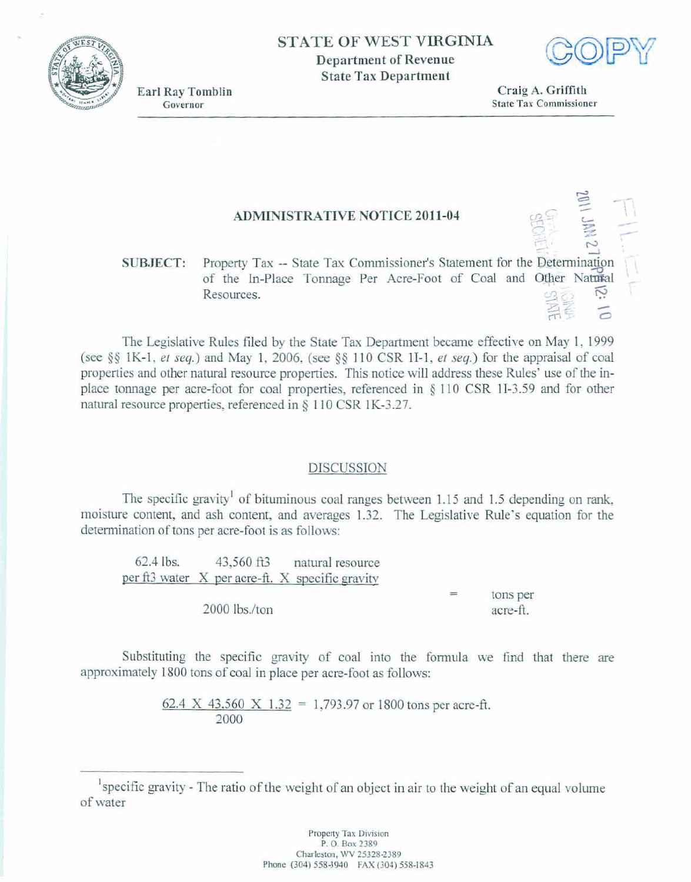STATE OF WEST VIRGINIA
Department of Revenue
State Tax Department

COPY

Earl Ray Tomblin
Governor

Craig A. Griffith
State Tax Commissioner

2011 JAN 27 PM 12: 10
FILED
OFFICE OF WEST VIRGINIA SECRETARY OF STATE

# ADMINISTRATIVE NOTICE 2011-04

**SUBJECT:** Property Tax -- State Tax Commissioner's Statement for the Determination of the In-Place Tonnage Per Acre-Foot of Coal and Other Natural Resources.

The Legislative Rules filed by the State Tax Department became effective on May 1, 1999 (see §§ 1K-1, *et seq.*) and May 1, 2006, (see §§ 110 CSR 1I-1, *et seq.*) for the appraisal of coal properties and other natural resource properties. This notice will address these Rules' use of the in-place tonnage per acre-foot for coal properties, referenced in § 110 CSR 1I-3.59 and for other natural resource properties, referenced in § 110 CSR 1K-3.27.

## DISCUSSION

The specific gravity[1] of bituminous coal ranges between 1.15 and 1.5 depending on rank, moisture content, and ash content, and averages 1.32. The Legislative Rule's equation for the determination of tons per acre-foot is as follows:

$$\frac{62.4 \text{ lbs. per ft3 water} \times 43{,}560 \text{ ft3 per acre-ft.} \times \text{natural resource specific gravity}}{2000 \text{ lbs./ton}} = \text{tons per acre-ft.}$$

Substituting the specific gravity of coal into the formula we find that there are approximately 1800 tons of coal in place per acre-foot as follows:

$$\frac{62.4 \times 43{,}560 \times 1.32}{2000} = 1{,}793.97 \text{ or } 1800 \text{ tons per acre-ft.}$$

---

[1] specific gravity - The ratio of the weight of an object in air to the weight of an equal volume of water

Property Tax Division
P. O. Box 2389
Charleston, WV 25328-2389
Phone (304) 558-3940 FAX (304) 558-1843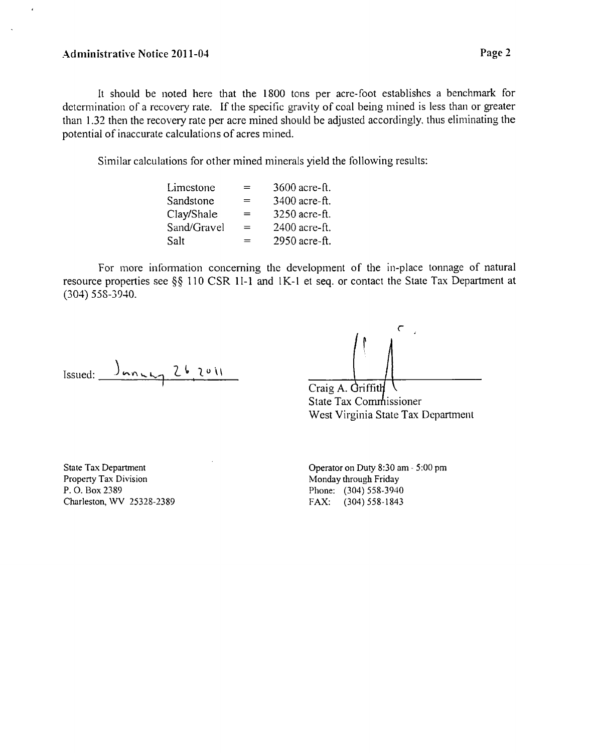It should be noted here that the 1800 tons per acre-foot establishes a benchmark for determination of a recovery rate. If the specific gravity of coal being mined is less than or greater than 1.32 then the recovery rate per acre mined should be adjusted accordingly, thus eliminating the potential of inaccurate calculations of acres mined.

Similar calculations for other mined minerals yield the following results:

| | | |
|---|---|---|
| Limestone | = | 3600 acre-ft. |
| Sandstone | = | 3400 acre-ft. |
| Clay/Shale | = | 3250 acre-ft. |
| Sand/Gravel | = | 2400 acre-ft. |
| Salt | = | 2950 acre-ft. |

For more information concerning the development of the in-place tonnage of natural resource properties see §§ 110 CSR 1I-1 and 1K-1 et seq. or contact the State Tax Department at (304) 558-3940.

Issued: January 26 2011

Craig A. Griffith
State Tax Commissioner
West Virginia State Tax Department

State Tax Department
Property Tax Division
P. O. Box 2389
Charleston, WV 25328-2389

Operator on Duty 8:30 am - 5:00 pm
Monday through Friday
Phone: (304) 558-3940
FAX: (304) 558-1843